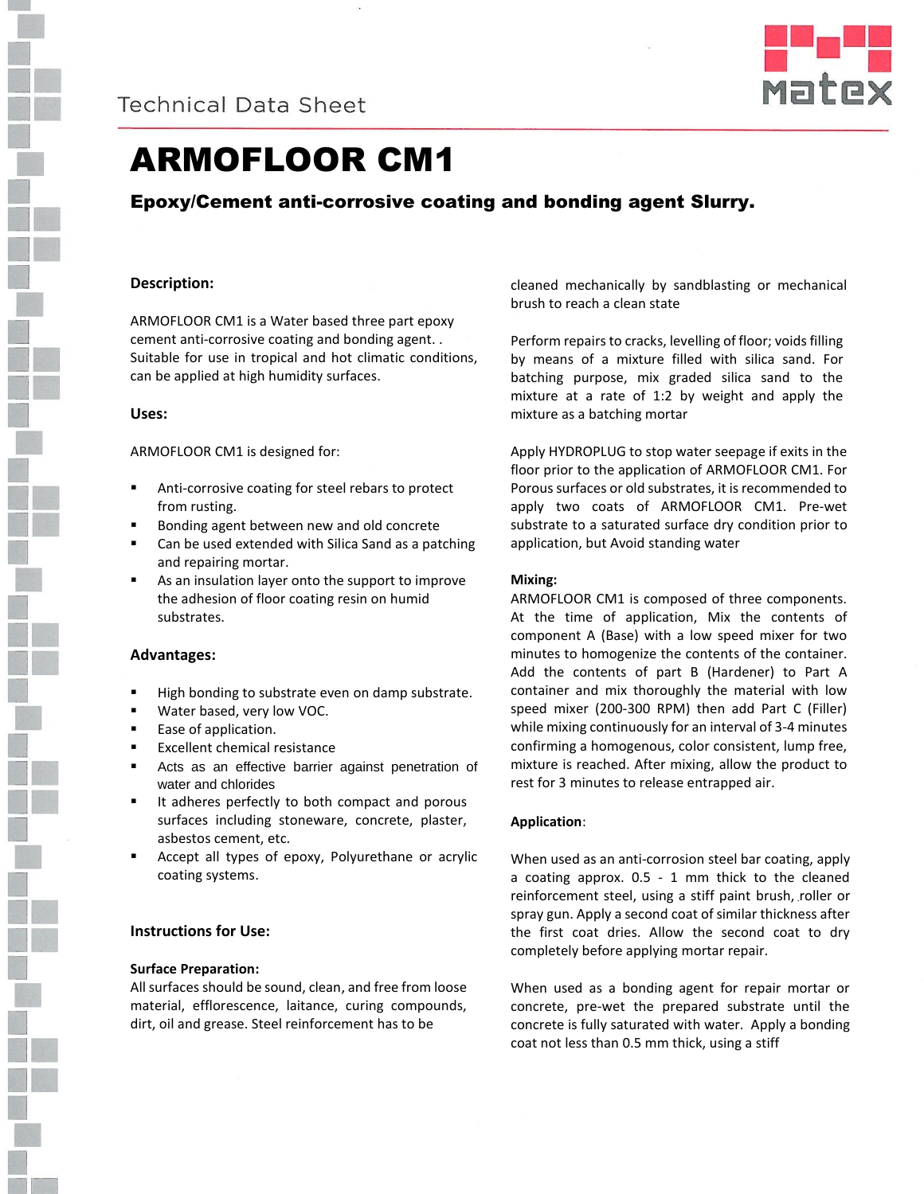Technical Data Sheet

# ARMOFLOOR CM1

## Epoxy/Cement anti-corrosive coating and bonding agent Slurry.

### Description:

ARMOFLOOR CM1 is a Water based three part epoxy cement anti-corrosive coating and bonding agent. . Suitable for use in tropical and hot climatic conditions, can be applied at high humidity surfaces.

### Uses:

ARMOFLOOR CM1 is designed for:

- Anti-corrosive coating for steel rebars to protect from rusting.
- Bonding agent between new and old concrete
- Can be used extended with Silica Sand as a patching and repairing mortar.
- As an insulation layer onto the support to improve the adhesion of floor coating resin on humid substrates.

### Advantages:

- High bonding to substrate even on damp substrate.
- Water based, very low VOC.
- Ease of application.
- Excellent chemical resistance
- Acts as an effective barrier against penetration of water and chlorides
- It adheres perfectly to both compact and porous surfaces including stoneware, concrete, plaster, asbestos cement, etc.
- Accept all types of epoxy, Polyurethane or acrylic coating systems.

### Instructions for Use:

**Surface Preparation:**

All surfaces should be sound, clean, and free from loose material, efflorescence, laitance, curing compounds, dirt, oil and grease. Steel reinforcement has to be cleaned mechanically by sandblasting or mechanical brush to reach a clean state

Perform repairs to cracks, levelling of floor; voids filling by means of a mixture filled with silica sand. For batching purpose, mix graded silica sand to the mixture at a rate of 1:2 by weight and apply the mixture as a batching mortar

Apply HYDROPLUG to stop water seepage if exits in the floor prior to the application of ARMOFLOOR CM1. For Porous surfaces or old substrates, it is recommended to apply two coats of ARMOFLOOR CM1. Pre-wet substrate to a saturated surface dry condition prior to application, but Avoid standing water

**Mixing:**

ARMOFLOOR CM1 is composed of three components. At the time of application, Mix the contents of component A (Base) with a low speed mixer for two minutes to homogenize the contents of the container. Add the contents of part B (Hardener) to Part A container and mix thoroughly the material with low speed mixer (200-300 RPM) then add Part C (Filler) while mixing continuously for an interval of 3-4 minutes confirming a homogenous, color consistent, lump free, mixture is reached. After mixing, allow the product to rest for 3 minutes to release entrapped air.

**Application**:

When used as an anti-corrosion steel bar coating, apply a coating approx. 0.5 - 1 mm thick to the cleaned reinforcement steel, using a stiff paint brush, roller or spray gun. Apply a second coat of similar thickness after the first coat dries. Allow the second coat to dry completely before applying mortar repair.

When used as a bonding agent for repair mortar or concrete, pre-wet the prepared substrate until the concrete is fully saturated with water. Apply a bonding coat not less than 0.5 mm thick, using a stiff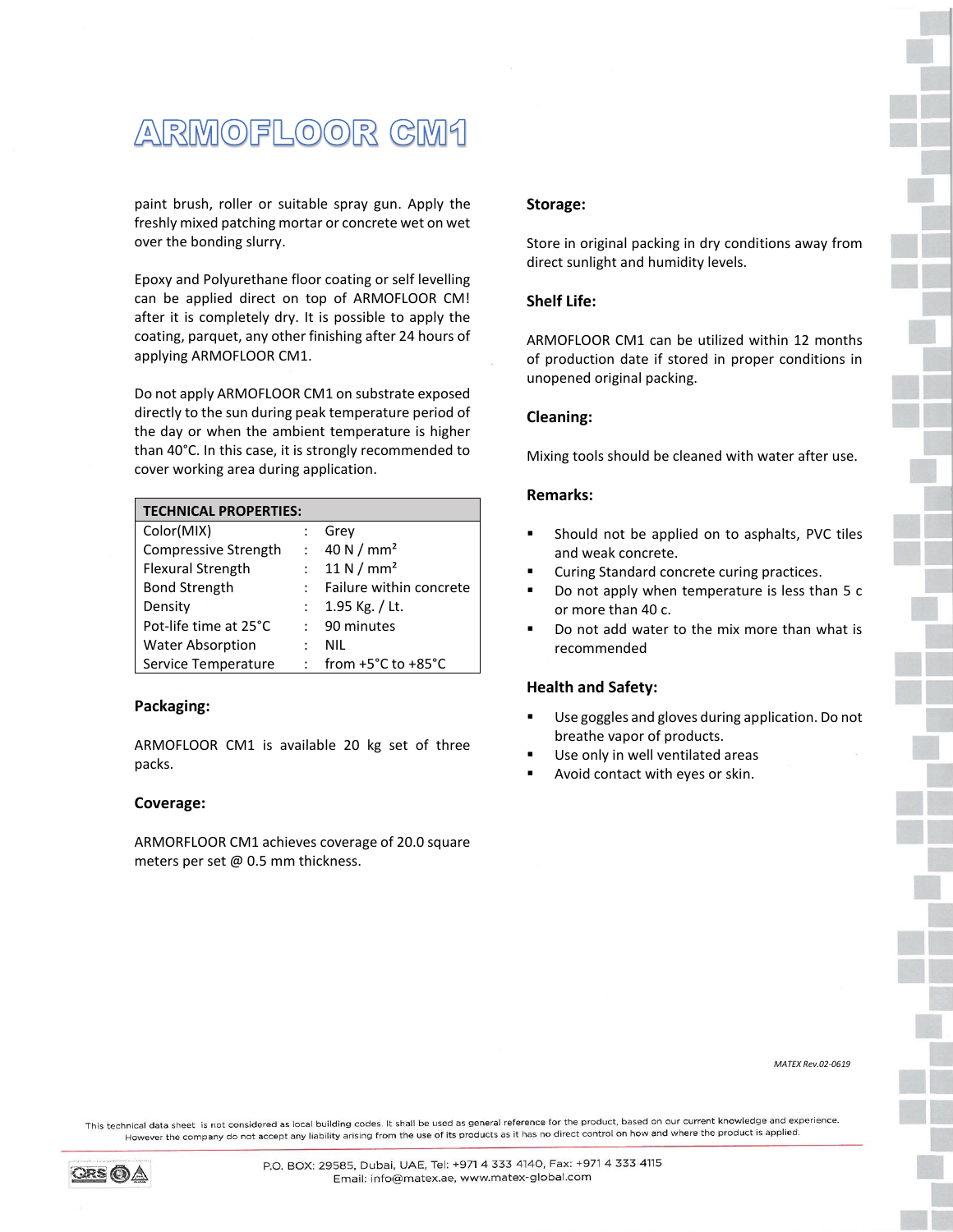# ARMOFLOOR CM1

paint brush, roller or suitable spray gun. Apply the freshly mixed patching mortar or concrete wet on wet over the bonding slurry.

Epoxy and Polyurethane floor coating or self levelling can be applied direct on top of ARMOFLOOR CM! after it is completely dry. It is possible to apply the coating, parquet, any other finishing after 24 hours of applying ARMOFLOOR CM1.

Do not apply ARMOFLOOR CM1 on substrate exposed directly to the sun during peak temperature period of the day or when the ambient temperature is higher than 40°C. In this case, it is strongly recommended to cover working area during application.

| TECHNICAL PROPERTIES: | | |
|---|---|---|
| Color(MIX) | : | Grey |
| Compressive Strength | : | 40 N / mm² |
| Flexural Strength | : | 11 N / mm² |
| Bond Strength | : | Failure within concrete |
| Density | : | 1.95 Kg. / Lt. |
| Pot-life time at 25°C | : | 90 minutes |
| Water Absorption | : | NIL |
| Service Temperature | : | from +5°C to +85°C |

**Packaging:**

ARMOFLOOR CM1 is available 20 kg set of three packs.

**Coverage:**

ARMORFLOOR CM1 achieves coverage of 20.0 square meters per set @ 0.5 mm thickness.

**Storage:**

Store in original packing in dry conditions away from direct sunlight and humidity levels.

**Shelf Life:**

ARMOFLOOR CM1 can be utilized within 12 months of production date if stored in proper conditions in unopened original packing.

**Cleaning:**

Mixing tools should be cleaned with water after use.

**Remarks:**

- Should not be applied on to asphalts, PVC tiles and weak concrete.
- Curing Standard concrete curing practices.
- Do not apply when temperature is less than 5 c or more than 40 c.
- Do not add water to the mix more than what is recommended

**Health and Safety:**

- Use goggles and gloves during application. Do not breathe vapor of products.
- Use only in well ventilated areas
- Avoid contact with eyes or skin.

*MATEX Rev.02-0619*

This technical data sheet is not considered as local building codes. It shall be used as general reference for the product, based on our current knowledge and experience. However the company do not accept any liability arising from the use of its products as it has no direct control on how and where the product is applied.

P.O. BOX: 29585, Dubai, UAE, Tel: +971 4 333 4140, Fax: +971 4 333 4115
Email: info@matex.ae, www.matex-global.com